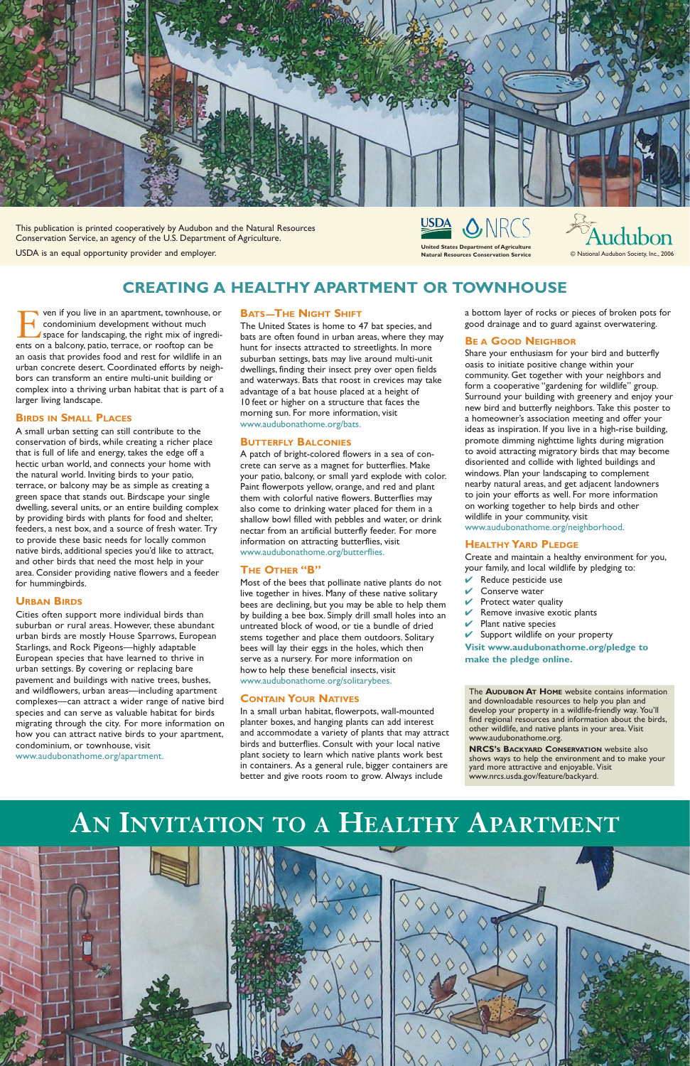This publication is printed cooperatively by Audubon and the Natural Resources Conservation Service, an agency of the U.S. Department of Agriculture.

USDA is an equal opportunity provider and employer.

United States Department of Agriculture
Natural Resources Conservation Service

© National Audubon Society, Inc., 2006

# CREATING A HEALTHY APARTMENT OR TOWNHOUSE

Even if you live in an apartment, townhouse, or condominium development without much space for landscaping, the right mix of ingredients on a balcony, patio, terrace, or rooftop can be an oasis that provides food and rest for wildlife in an urban concrete desert. Coordinated efforts by neighbors can transform an entire multi-unit building or complex into a thriving urban habitat that is part of a larger living landscape.

## Birds in Small Places

A small urban setting can still contribute to the conservation of birds, while creating a richer place that is full of life and energy, takes the edge off a hectic urban world, and connects your home with the natural world. Inviting birds to your patio, terrace, or balcony may be as simple as creating a green space that stands out. Birdscape your single dwelling, several units, or an entire building complex by providing birds with plants for food and shelter, feeders, a nest box, and a source of fresh water. Try to provide these basic needs for locally common native birds, additional species you'd like to attract, and other birds that need the most help in your area. Consider providing native flowers and a feeder for hummingbirds.

## Urban Birds

Cities often support more individual birds than suburban or rural areas. However, these abundant urban birds are mostly House Sparrows, European Starlings, and Rock Pigeons—highly adaptable European species that have learned to thrive in urban settings. By covering or replacing bare pavement and buildings with native trees, bushes, and wildflowers, urban areas—including apartment complexes—can attract a wider range of native bird species and can serve as valuable habitat for birds migrating through the city. For more information on how you can attract native birds to your apartment, condominium, or townhouse, visit www.audubonathome.org/apartment.

## Bats—The Night Shift

The United States is home to 47 bat species, and bats are often found in urban areas, where they may hunt for insects attracted to streetlights. In more suburban settings, bats may live around multi-unit dwellings, finding their insect prey over open fields and waterways. Bats that roost in crevices may take advantage of a bat house placed at a height of 10 feet or higher on a structure that faces the morning sun. For more information, visit www.audubonathome.org/bats.

## Butterfly Balconies

A patch of bright-colored flowers in a sea of concrete can serve as a magnet for butterflies. Make your patio, balcony, or small yard explode with color. Paint flowerpots yellow, orange, and red and plant them with colorful native flowers. Butterflies may also come to drinking water placed for them in a shallow bowl filled with pebbles and water, or drink nectar from an artificial butterfly feeder. For more information on attracting butterflies, visit www.audubonathome.org/butterflies.

## The Other "B"

Most of the bees that pollinate native plants do not live together in hives. Many of these native solitary bees are declining, but you may be able to help them by building a bee box. Simply drill small holes into an untreated block of wood, or tie a bundle of dried stems together and place them outdoors. Solitary bees will lay their eggs in the holes, which then serve as a nursery. For more information on how to help these beneficial insects, visit www.audubonathome.org/solitarybees.

## Contain Your Natives

In a small urban habitat, flowerpots, wall-mounted planter boxes, and hanging plants can add interest and accommodate a variety of plants that may attract birds and butterflies. Consult with your local native plant society to learn which native plants work best in containers. As a general rule, bigger containers are better and give roots room to grow. Always include a bottom layer of rocks or pieces of broken pots for good drainage and to guard against overwatering.

## Be a Good Neighbor

Share your enthusiasm for your bird and butterfly oasis to initiate positive change within your community. Get together with your neighbors and form a cooperative "gardening for wildlife" group. Surround your building with greenery and enjoy your new bird and butterfly neighbors. Take this poster to a homeowner's association meeting and offer your ideas as inspiration. If you live in a high-rise building, promote dimming nighttime lights during migration to avoid attracting migratory birds that may become disoriented and collide with lighted buildings and windows. Plan your landscaping to complement nearby natural areas, and get adjacent landowners to join your efforts as well. For more information on working together to help birds and other wildlife in your community, visit www.audubonathome.org/neighborhood.

## Healthy Yard Pledge

Create and maintain a healthy environment for you, your family, and local wildlife by pledging to:

- ✔ Reduce pesticide use
- ✔ Conserve water
- ✔ Protect water quality
- ✔ Remove invasive exotic plants
- ✔ Plant native species
- ✔ Support wildlife on your property

**Visit www.audubonathome.org/pledge to make the pledge online.**

The **Audubon At Home** website contains information and downloadable resources to help you plan and develop your property in a wildlife-friendly way. You'll find regional resources and information about the birds, other wildlife, and native plants in your area. Visit www.audubonathome.org.

**NRCS's Backyard Conservation** website also shows ways to help the environment and to make your yard more attractive and enjoyable. Visit www.nrcs.usda.gov/feature/backyard.

# An Invitation to a Healthy Apartment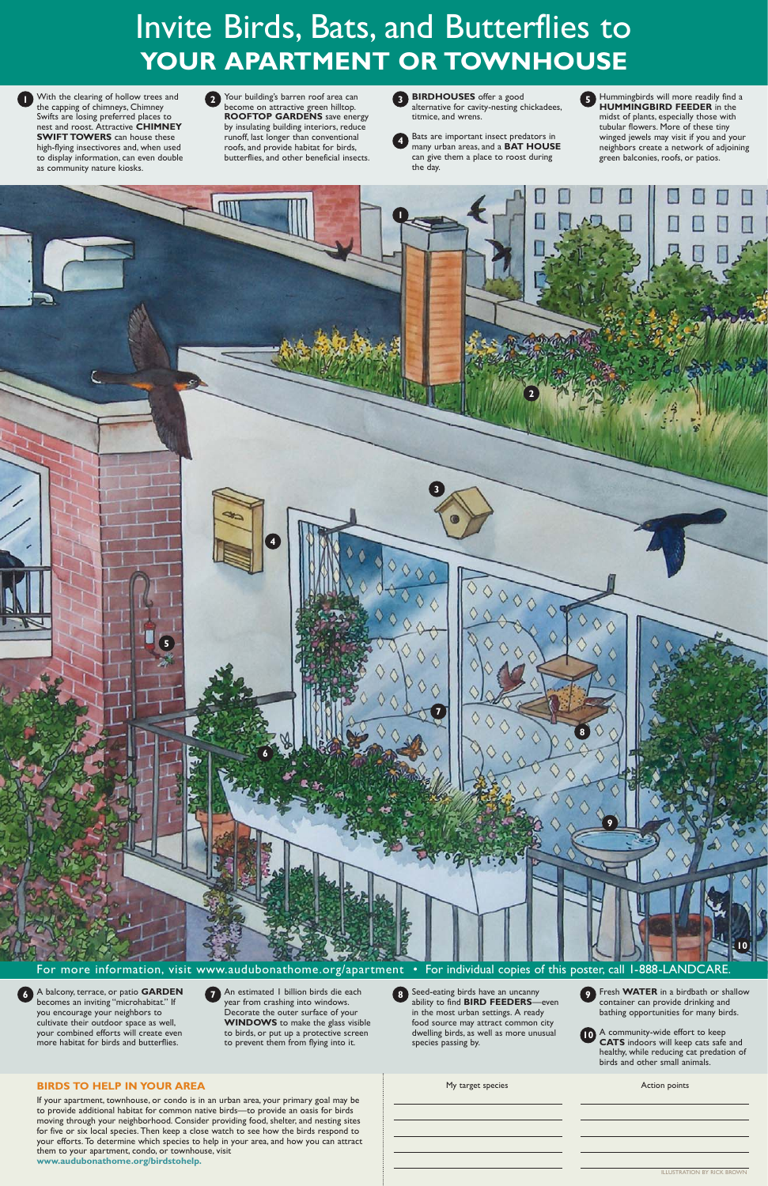# Invite Birds, Bats, and Butterflies to **YOUR APARTMENT OR TOWNHOUSE**

**1** With the clearing of hollow trees and the capping of chimneys, Chimney Swifts are losing preferred places to nest and roost. Attractive **CHIMNEY SWIFT TOWERS** can house these high-flying insectivores and, when used to display information, can even double as community nature kiosks.

**2** Your building's barren roof area can become on attractive green hilltop. **ROOFTOP GARDENS** save energy by insulating building interiors, reduce runoff, last longer than conventional roofs, and provide habitat for birds, butterflies, and other beneficial insects.

**3** **BIRDHOUSES** offer a good alternative for cavity-nesting chickadees, titmice, and wrens.

**4** Bats are important insect predators in many urban areas, and a **BAT HOUSE** can give them a place to roost during the day.

**5** Hummingbirds will more readily find a **HUMMINGBIRD FEEDER** in the midst of plants, especially those with tubular flowers. More of these tiny winged jewels may visit if you and your neighbors create a network of adjoining green balconies, roofs, or patios.

For more information, visit www.audubonathome.org/apartment • For individual copies of this poster, call 1-888-LANDCARE.

**6** A balcony, terrace, or patio **GARDEN** becomes an inviting "microhabitat." If you encourage your neighbors to cultivate their outdoor space as well, your combined efforts will create even more habitat for birds and butterflies.

**7** An estimated 1 billion birds die each year from crashing into windows. Decorate the outer surface of your **WINDOWS** to make the glass visible to birds, or put up a protective screen to prevent them from flying into it.

**8** Seed-eating birds have an uncanny ability to find **BIRD FEEDERS**—even in the most urban settings. A ready food source may attract common city dwelling birds, as well as more unusual species passing by.

**9** Fresh **WATER** in a birdbath or shallow container can provide drinking and bathing opportunities for many birds.

**10** A community-wide effort to keep **CATS** indoors will keep cats safe and healthy, while reducing cat predation of birds and other small animals.

## BIRDS TO HELP IN YOUR AREA

If your apartment, townhouse, or condo is in an urban area, your primary goal may be to provide additional habitat for common native birds—to provide an oasis for birds moving through your neighborhood. Consider providing food, shelter, and nesting sites for five or six local species. Then keep a close watch to see how the birds respond to your efforts. To determine which species to help in your area, and how you can attract them to your apartment, condo, or townhouse, visit **www.audubonathome.org/birdstohelp.**

| My target species | Action points |
| --- | --- |
| | |
| | |
| | |
| | |
| | |

ILLUSTRATION BY RICK BROWN